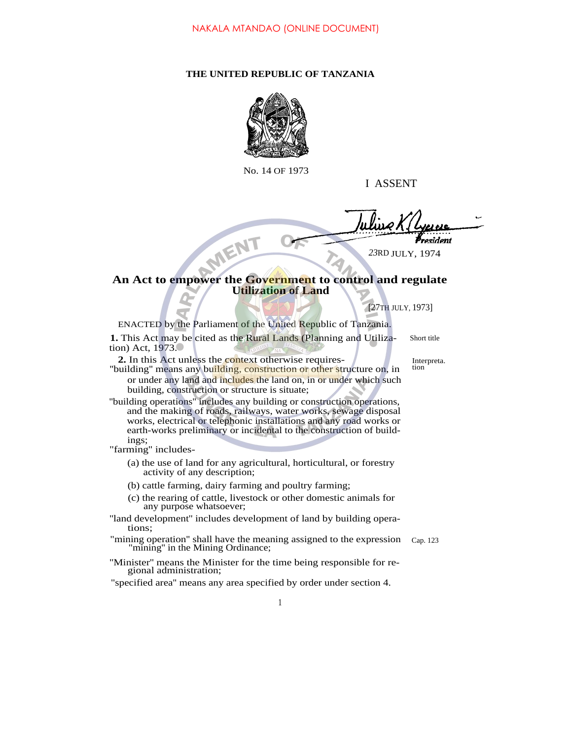NAKALA MTANDAO (ONLINE DOCUMENT)

**THE UNITED REPUBLIC OF TANZANIA**

No. 14 OF 1973

I ASSENT

*President*

23RD JULY, 1974

# An Act to empower the Government to control and regulate Utilization of Land

[27TH JULY, 1973]

ENACTED by the Parliament of the United Republic of Tanzania.

Short title

**1.** This Act may be cited as the Rural Lands (Planning and Utilization) Act, 1973.

Interpretation

**2.** In this Act unless the context otherwise requires-

"building" means any building, construction or other structure on, in or under any land and includes the land on, in or under which such building, construction or structure is situate;

"building operations" includes any building or construction operations, and the making of roads, railways, water works, sewage disposal works, electrical or telephonic installations and any road works or earth-works preliminary or incidental to the construction of buildings;

"farming" includes-

(a) the use of land for any agricultural, horticultural, or forestry activity of any description;

(b) cattle farming, dairy farming and poultry farming;

(c) the rearing of cattle, livestock or other domestic animals for any purpose whatsoever;

"land development" includes development of land by building operations;

"mining operation" shall have the meaning assigned to the expression "mining" in the Mining Ordinance; (Cap. 123)

"Minister" means the Minister for the time being responsible for regional administration;

"specified area" means any area specified by order under section 4.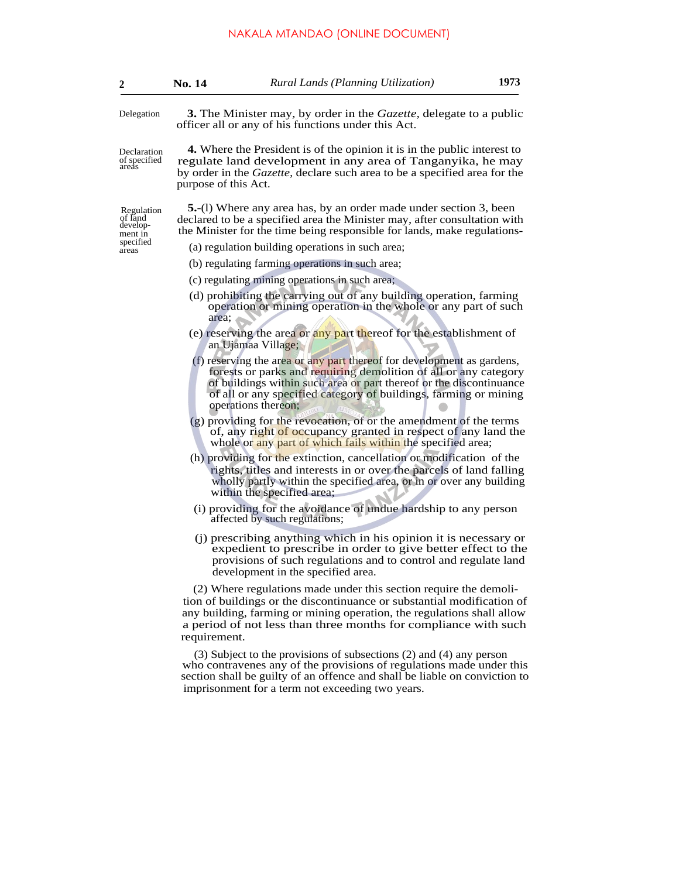**Delegation**

**3.** The Minister may, by order in the *Gazette*, delegate to a public officer all or any of his functions under this Act.

**Declaration of specified areas**

**4.** Where the President is of the opinion it is in the public interest to regulate land development in any area of Tanganyika, he may by order in the *Gazette*, declare such area to be a specified area for the purpose of this Act.

**Regulation of land development in specified areas**

**5.**-(l) Where any area has, by an order made under section 3, been declared to be a specified area the Minister may, after consultation with the Minister for the time being responsible for lands, make regulations-

(a) regulation building operations in such area;

(b) regulating farming operations in such area;

(c) regulating mining operations in such area;

(d) prohibiting the carrying out of any building operation, farming operation or mining operation in the whole or any part of such area;

(e) reserving the area or any part thereof for the establishment of an Ujamaa Village;

(f) reserving the area or any part thereof for development as gardens, forests or parks and requiring demolition of all or any category of buildings within such area or part thereof or the discontinuance of all or any specified category of buildings, farming or mining operations thereon;

(g) providing for the revocation, of or the amendment of the terms of, any right of occupancy granted in respect of any land the whole or any part of which fails within the specified area;

(h) providing for the extinction, cancellation or modification of the rights, titles and interests in or over the parcels of land falling wholly partly within the specified area, or in or over any building within the specified area;

(i) providing for the avoidance of undue hardship to any person affected by such regulations;

(j) prescribing anything which in his opinion it is necessary or expedient to prescribe in order to give better effect to the provisions of such regulations and to control and regulate land development in the specified area.

(2) Where regulations made under this section require the demolition of buildings or the discontinuance or substantial modification of any building, farming or mining operation, the regulations shall allow a period of not less than three months for compliance with such requirement.

(3) Subject to the provisions of subsections (2) and (4) any person who contravenes any of the provisions of regulations made under this section shall be guilty of an offence and shall be liable on conviction to imprisonment for a term not exceeding two years.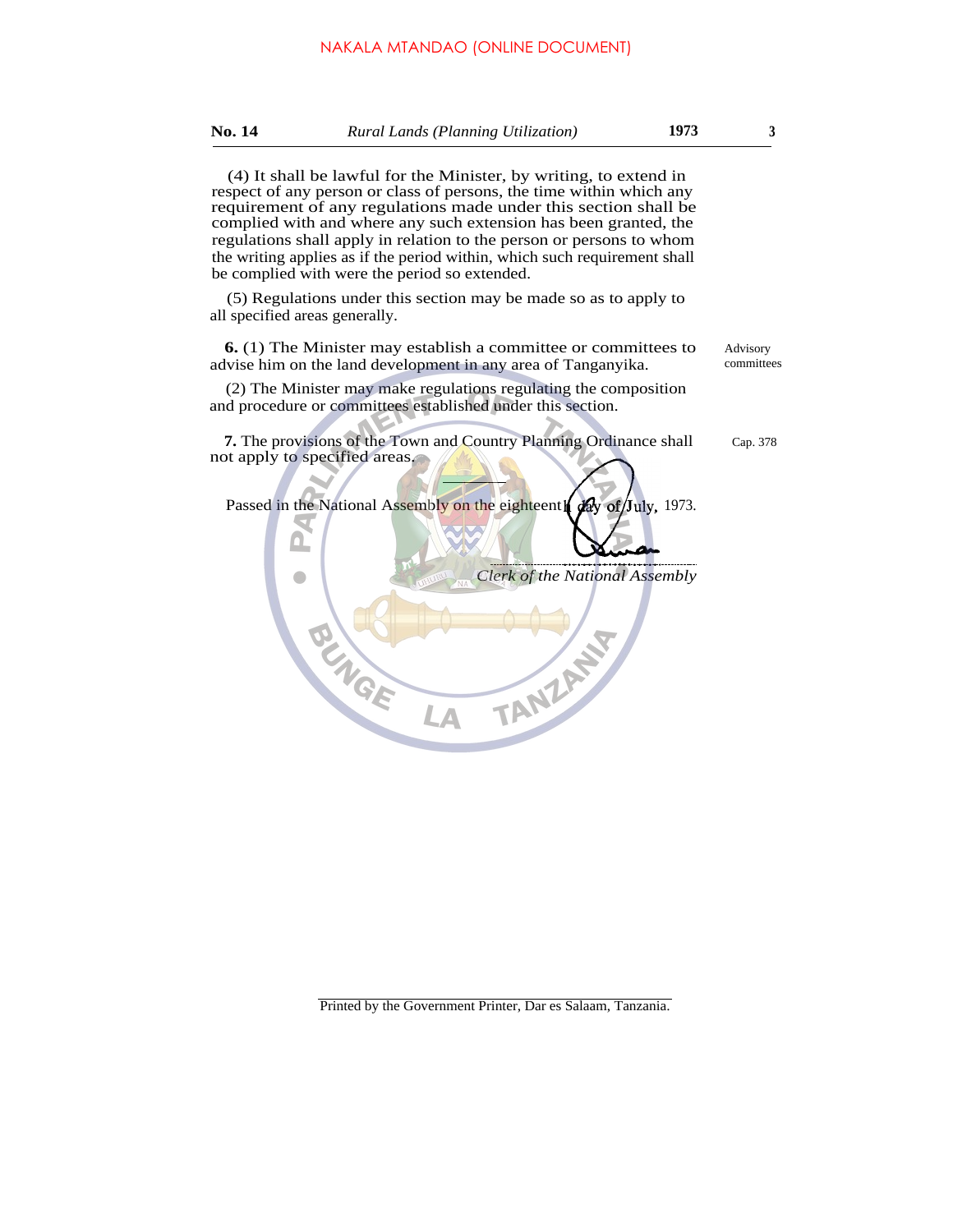(4) It shall be lawful for the Minister, by writing, to extend in respect of any person or class of persons, the time within which any requirement of any regulations made under this section shall be complied with and where any such extension has been granted, the regulations shall apply in relation to the person or persons to whom the writing applies as if the period within, which such requirement shall be complied with were the period so extended.

(5) Regulations under this section may be made so as to apply to all specified areas generally.

Advisory committees

**6.** (1) The Minister may establish a committee or committees to advise him on the land development in any area of Tanganyika.

(2) The Minister may make regulations regulating the composition and procedure or committees established under this section.

Cap. 378

**7.** The provisions of the Town and Country Planning Ordinance shall not apply to specified areas.

Passed in the National Assembly on the eighteenth day of July, 1973.

*Clerk of the National Assembly*

Printed by the Government Printer, Dar es Salaam, Tanzania.